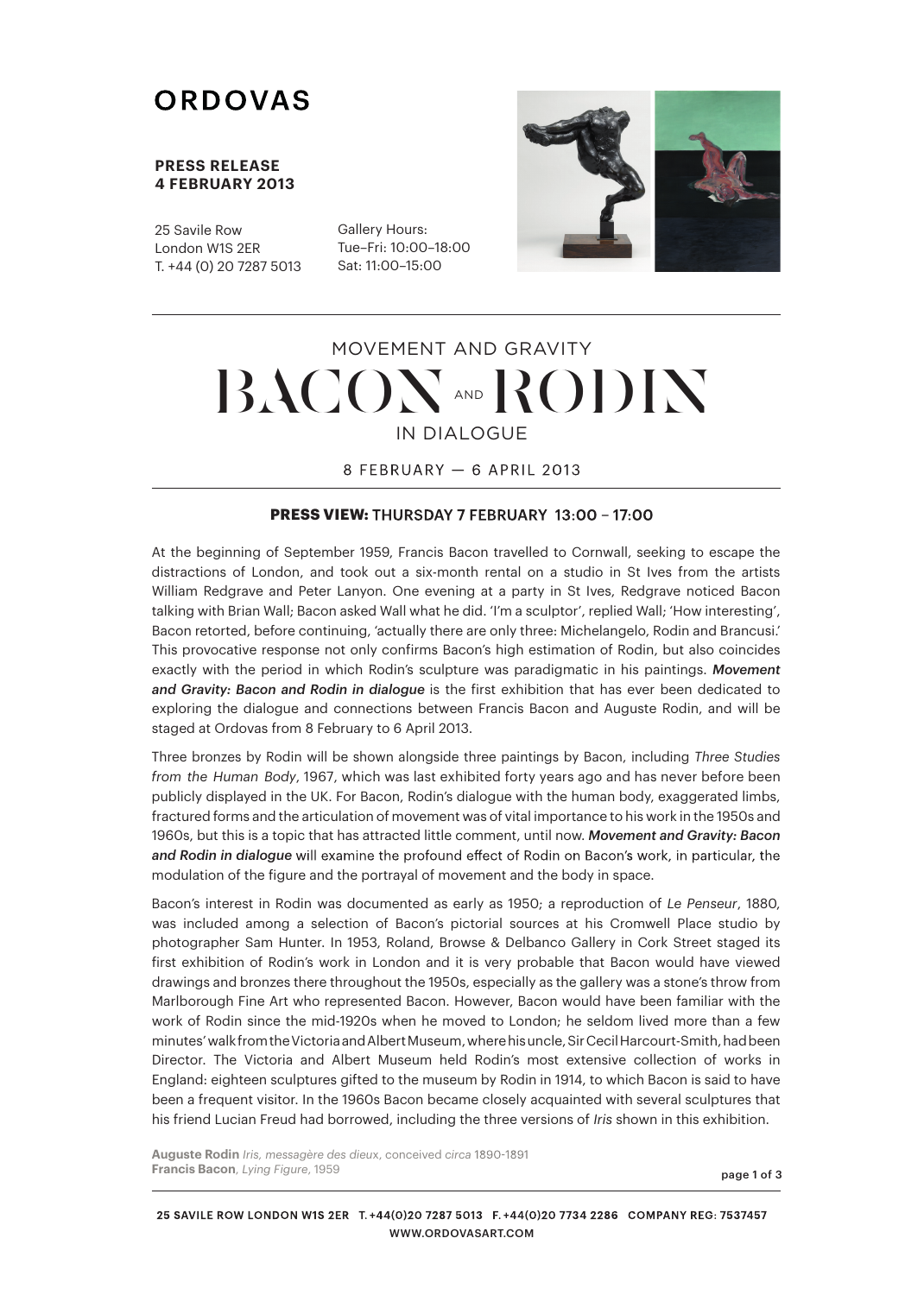# ORDOVAS

**PRESS RELEASE**
**4 FEBRUARY 2013**

25 Savile Row
London W1S 2ER
T. +44 (0) 20 7287 5013

Gallery Hours:
Tue–Fri: 10:00–18:00
Sat: 11:00–15:00

---

## MOVEMENT AND GRAVITY
# BACON AND RODIN
## IN DIALOGUE

8 FEBRUARY — 6 APRIL 2013

---

**PRESS VIEW:** THURSDAY 7 FEBRUARY 13:00 – 17:00

At the beginning of September 1959, Francis Bacon travelled to Cornwall, seeking to escape the distractions of London, and took out a six-month rental on a studio in St Ives from the artists William Redgrave and Peter Lanyon. One evening at a party in St Ives, Redgrave noticed Bacon talking with Brian Wall; Bacon asked Wall what he did. 'I'm a sculptor', replied Wall; 'How interesting', Bacon retorted, before continuing, 'actually there are only three: Michelangelo, Rodin and Brancusi.' This provocative response not only confirms Bacon's high estimation of Rodin, but also coincides exactly with the period in which Rodin's sculpture was paradigmatic in his paintings. ***Movement and Gravity: Bacon and Rodin in dialogue*** is the first exhibition that has ever been dedicated to exploring the dialogue and connections between Francis Bacon and Auguste Rodin, and will be staged at Ordovas from 8 February to 6 April 2013.

Three bronzes by Rodin will be shown alongside three paintings by Bacon, including *Three Studies from the Human Body*, 1967, which was last exhibited forty years ago and has never before been publicly displayed in the UK. For Bacon, Rodin's dialogue with the human body, exaggerated limbs, fractured forms and the articulation of movement was of vital importance to his work in the 1950s and 1960s, but this is a topic that has attracted little comment, until now. ***Movement and Gravity: Bacon and Rodin in dialogue*** will examine the profound effect of Rodin on Bacon's work, in particular, the modulation of the figure and the portrayal of movement and the body in space.

Bacon's interest in Rodin was documented as early as 1950; a reproduction of *Le Penseur*, 1880, was included among a selection of Bacon's pictorial sources at his Cromwell Place studio by photographer Sam Hunter. In 1953, Roland, Browse & Delbanco Gallery in Cork Street staged its first exhibition of Rodin's work in London and it is very probable that Bacon would have viewed drawings and bronzes there throughout the 1950s, especially as the gallery was a stone's throw from Marlborough Fine Art who represented Bacon. However, Bacon would have been familiar with the work of Rodin since the mid-1920s when he moved to London; he seldom lived more than a few minutes' walk from the Victoria and Albert Museum, where his uncle, Sir Cecil Harcourt-Smith, had been Director. The Victoria and Albert Museum held Rodin's most extensive collection of works in England: eighteen sculptures gifted to the museum by Rodin in 1914, to which Bacon is said to have been a frequent visitor. In the 1960s Bacon became closely acquainted with several sculptures that his friend Lucian Freud had borrowed, including the three versions of *Iris* shown in this exhibition.

**Auguste Rodin** *Iris, messagère des dieux*, conceived *circa* 1890-1891
**Francis Bacon**, *Lying Figure*, 1959

---

25 SAVILE ROW LONDON W1S 2ER T. +44(0)20 7287 5013 F. +44(0)20 7734 2286 COMPANY REG: 7537457
WWW.ORDOVASART.COM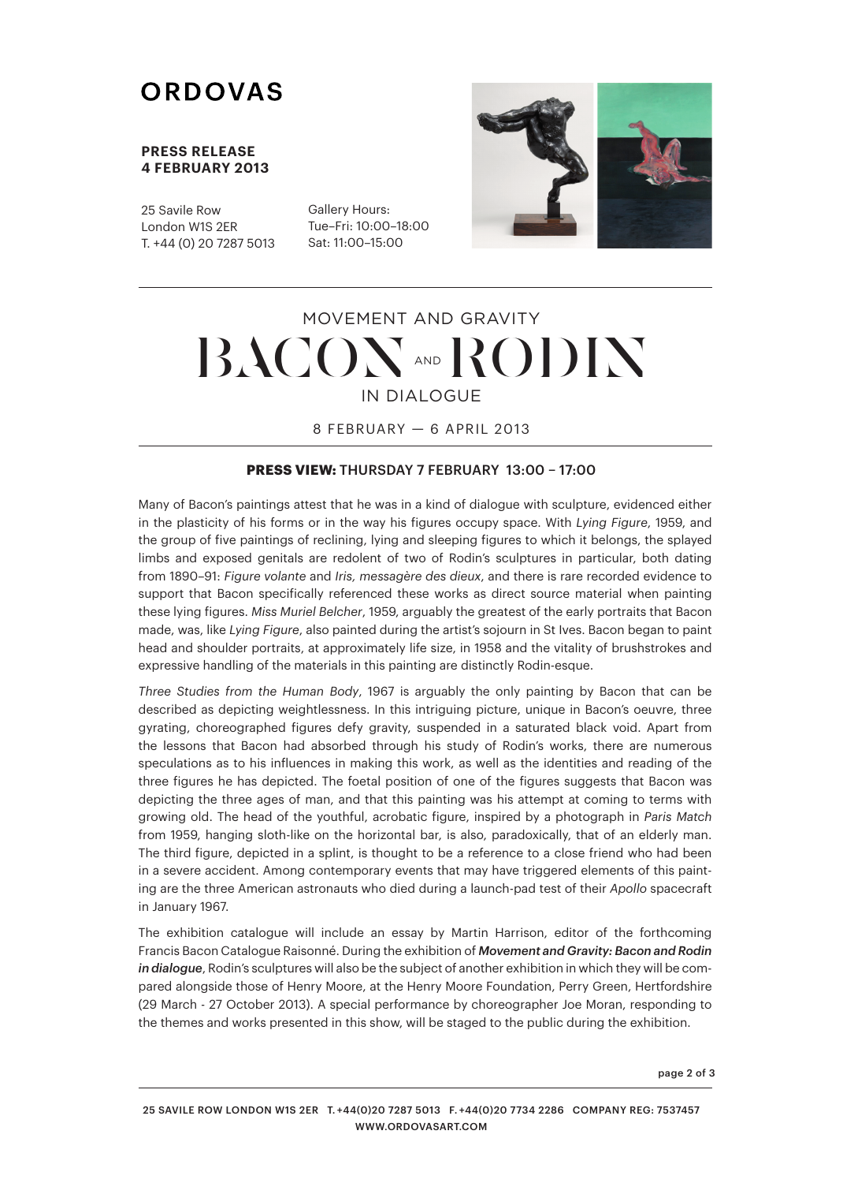# ORDOVAS

**PRESS RELEASE**
**4 FEBRUARY 2013**

25 Savile Row
London W1S 2ER
T. +44 (0) 20 7287 5013

Gallery Hours:
Tue–Fri: 10:00–18:00
Sat: 11:00–15:00

## MOVEMENT AND GRAVITY
# BACON AND RODIN
## IN DIALOGUE

8 FEBRUARY — 6 APRIL 2013

**PRESS VIEW:** THURSDAY 7 FEBRUARY 13:00 – 17:00

Many of Bacon's paintings attest that he was in a kind of dialogue with sculpture, evidenced either in the plasticity of his forms or in the way his figures occupy space. With *Lying Figure*, 1959, and the group of five paintings of reclining, lying and sleeping figures to which it belongs, the splayed limbs and exposed genitals are redolent of two of Rodin's sculptures in particular, both dating from 1890–91: *Figure volante* and *Iris, messagère des dieux*, and there is rare recorded evidence to support that Bacon specifically referenced these works as direct source material when painting these lying figures. *Miss Muriel Belcher*, 1959, arguably the greatest of the early portraits that Bacon made, was, like *Lying Figure*, also painted during the artist's sojourn in St Ives. Bacon began to paint head and shoulder portraits, at approximately life size, in 1958 and the vitality of brushstrokes and expressive handling of the materials in this painting are distinctly Rodin-esque.

*Three Studies from the Human Body*, 1967 is arguably the only painting by Bacon that can be described as depicting weightlessness. In this intriguing picture, unique in Bacon's oeuvre, three gyrating, choreographed figures defy gravity, suspended in a saturated black void. Apart from the lessons that Bacon had absorbed through his study of Rodin's works, there are numerous speculations as to his influences in making this work, as well as the identities and reading of the three figures he has depicted. The foetal position of one of the figures suggests that Bacon was depicting the three ages of man, and that this painting was his attempt at coming to terms with growing old. The head of the youthful, acrobatic figure, inspired by a photograph in *Paris Match* from 1959, hanging sloth-like on the horizontal bar, is also, paradoxically, that of an elderly man. The third figure, depicted in a splint, is thought to be a reference to a close friend who had been in a severe accident. Among contemporary events that may have triggered elements of this painting are the three American astronauts who died during a launch-pad test of their *Apollo* spacecraft in January 1967.

The exhibition catalogue will include an essay by Martin Harrison, editor of the forthcoming Francis Bacon Catalogue Raisonné. During the exhibition of ***Movement and Gravity: Bacon and Rodin in dialogue***, Rodin's sculptures will also be the subject of another exhibition in which they will be compared alongside those of Henry Moore, at the Henry Moore Foundation, Perry Green, Hertfordshire (29 March - 27 October 2013). A special performance by choreographer Joe Moran, responding to the themes and works presented in this show, will be staged to the public during the exhibition.

25 SAVILE ROW LONDON W1S 2ER T. +44(0)20 7287 5013 F. +44(0)20 7734 2286 COMPANY REG: 7537457
WWW.ORDOVASART.COM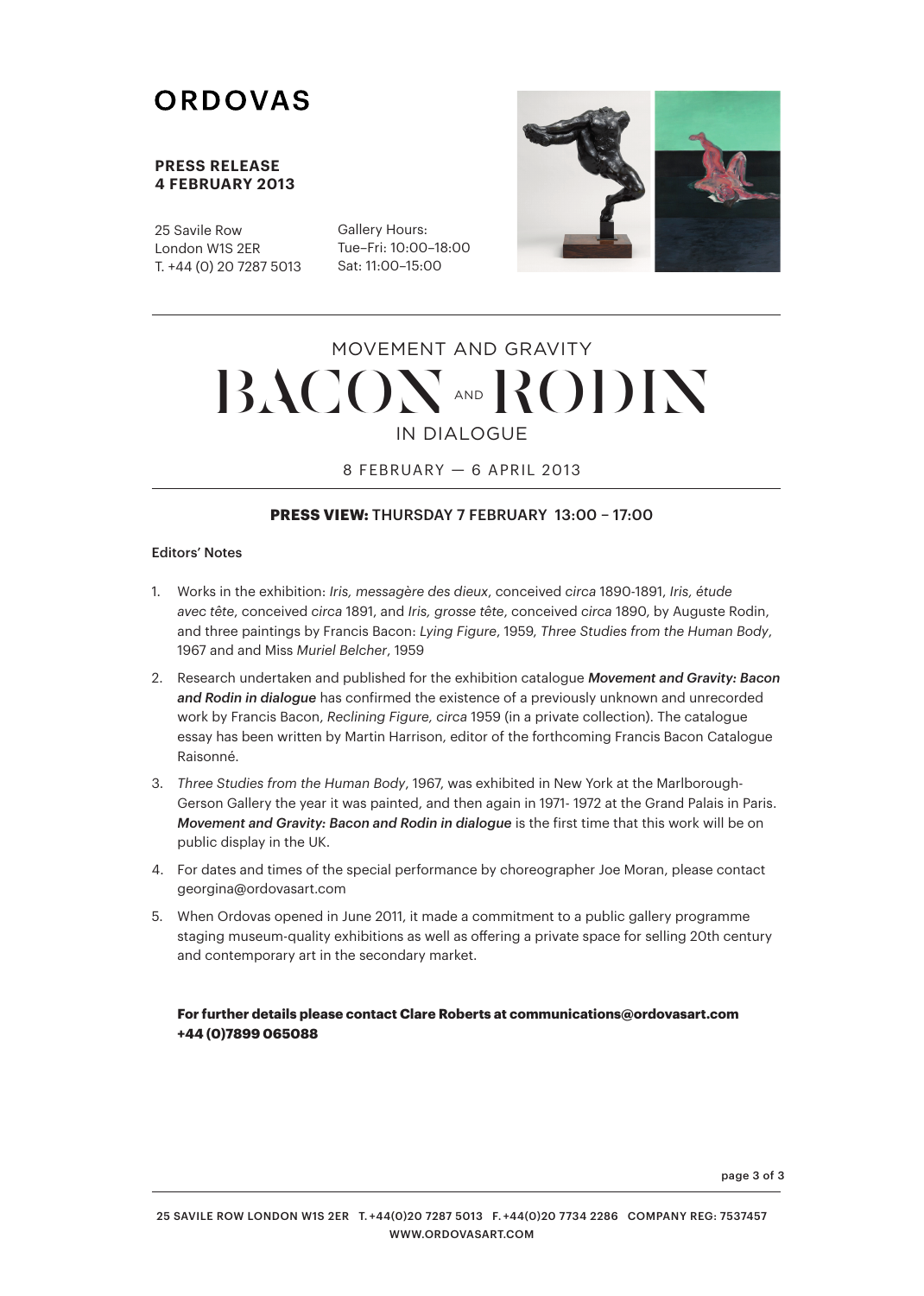# ORDOVAS

**PRESS RELEASE**
**4 FEBRUARY 2013**

25 Savile Row
London W1S 2ER
T. +44 (0) 20 7287 5013

Gallery Hours:
Tue–Fri: 10:00–18:00
Sat: 11:00–15:00

## MOVEMENT AND GRAVITY
# BACON AND RODIN
## IN DIALOGUE

8 FEBRUARY — 6 APRIL 2013

**PRESS VIEW:** THURSDAY 7 FEBRUARY 13:00 – 17:00

Editors' Notes

1. Works in the exhibition: *Iris, messagère des dieux*, conceived *circa* 1890-1891, *Iris, étude avec tête*, conceived *circa* 1891, and *Iris, grosse tête*, conceived *circa* 1890, by Auguste Rodin, and three paintings by Francis Bacon: *Lying Figure*, 1959, *Three Studies from the Human Body*, 1967 and and Miss *Muriel Belcher*, 1959
2. Research undertaken and published for the exhibition catalogue ***Movement and Gravity: Bacon and Rodin in dialogue*** has confirmed the existence of a previously unknown and unrecorded work by Francis Bacon, *Reclining Figure, circa* 1959 (in a private collection). The catalogue essay has been written by Martin Harrison, editor of the forthcoming Francis Bacon Catalogue Raisonné.
3. *Three Studies from the Human Body*, 1967, was exhibited in New York at the Marlborough-Gerson Gallery the year it was painted, and then again in 1971- 1972 at the Grand Palais in Paris. ***Movement and Gravity: Bacon and Rodin in dialogue*** is the first time that this work will be on public display in the UK.
4. For dates and times of the special performance by choreographer Joe Moran, please contact georgina@ordovasart.com
5. When Ordovas opened in June 2011, it made a commitment to a public gallery programme staging museum-quality exhibitions as well as offering a private space for selling 20th century and contemporary art in the secondary market.

**For further details please contact Clare Roberts at communications@ordovasart.com +44 (0)7899 065088**

25 SAVILE ROW LONDON W1S 2ER T. +44(0)20 7287 5013 F. +44(0)20 7734 2286 COMPANY REG: 7537457
WWW.ORDOVASART.COM